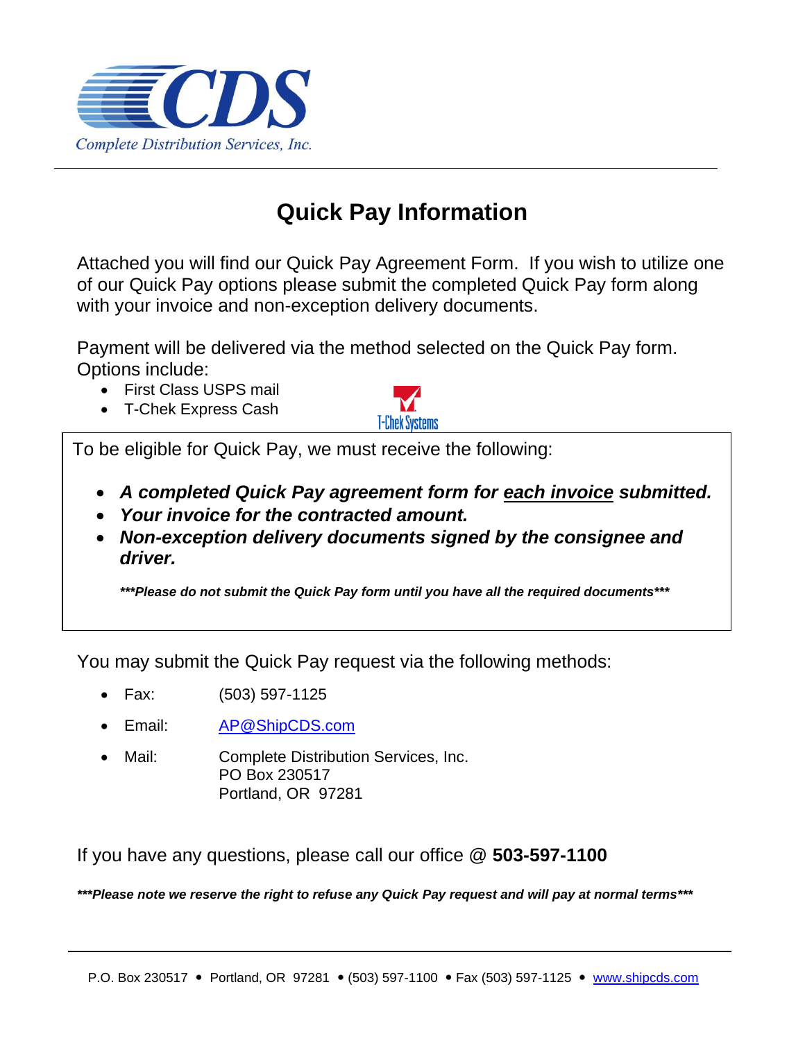CDS

Complete Distribution Services, Inc.

# Quick Pay Information

Attached you will find our Quick Pay Agreement Form. If you wish to utilize one of our Quick Pay options please submit the completed Quick Pay form along with your invoice and non-exception delivery documents.

Payment will be delivered via the method selected on the Quick Pay form. Options include:

- First Class USPS mail
- T-Chek Express Cash

T-Chek Systems

To be eligible for Quick Pay, we must receive the following:

- ***A completed Quick Pay agreement form for each invoice submitted.***
- ***Your invoice for the contracted amount.***
- ***Non-exception delivery documents signed by the consignee and driver.***

***\*\*\*Please do not submit the Quick Pay form until you have all the required documents\*\*\****

You may submit the Quick Pay request via the following methods:

- Fax: (503) 597-1125
- Email: AP@ShipCDS.com
- Mail: Complete Distribution Services, Inc.
  PO Box 230517
  Portland, OR 97281

If you have any questions, please call our office @ **503-597-1100**

***\*\*\*Please note we reserve the right to refuse any Quick Pay request and will pay at normal terms\*\*\****

P.O. Box 230517 • Portland, OR 97281 • (503) 597-1100 • Fax (503) 597-1125 • www.shipcds.com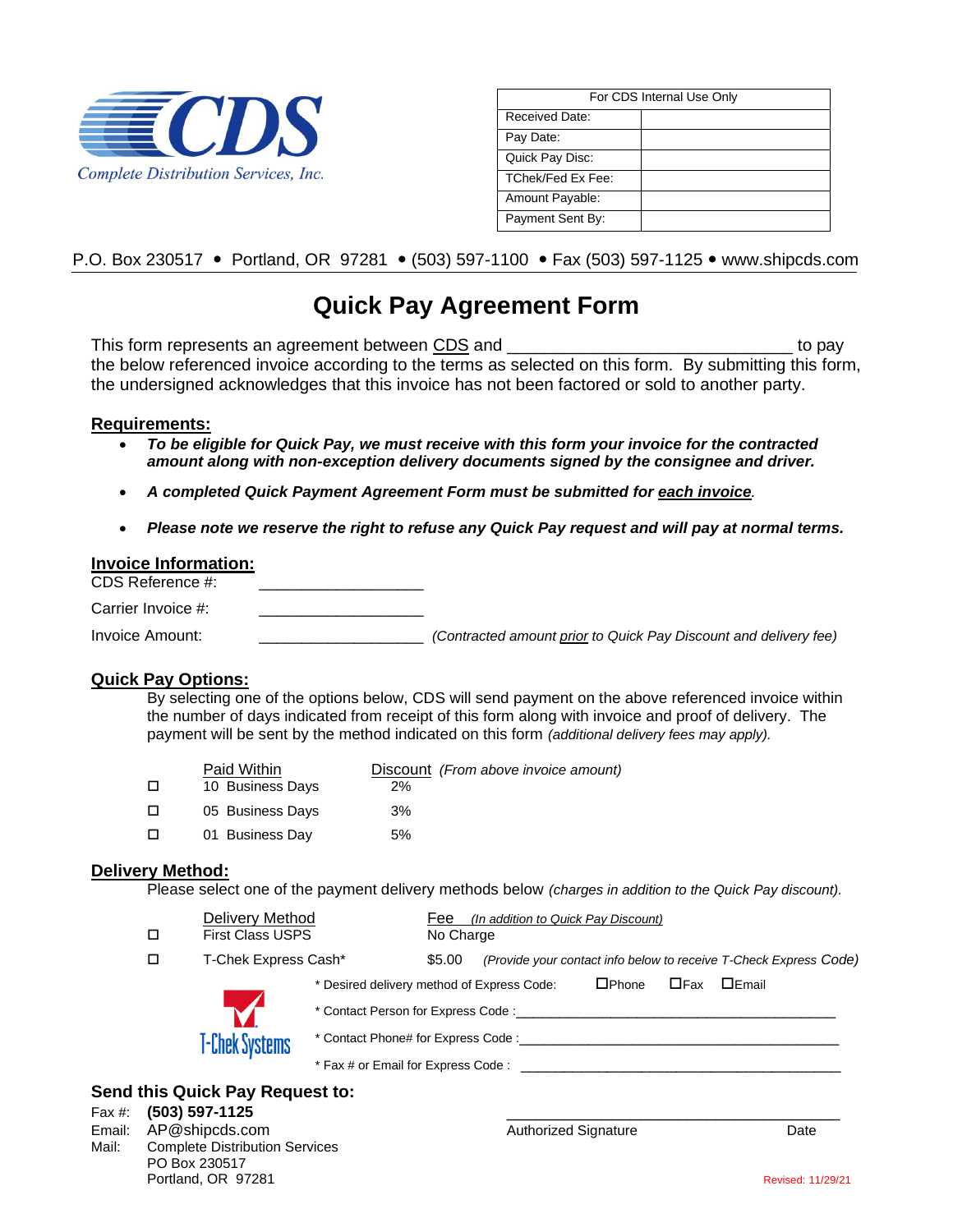Complete Distribution Services, Inc.

| For CDS Internal Use Only | |
|---|---|
| Received Date: | |
| Pay Date: | |
| Quick Pay Disc: | |
| TChek/Fed Ex Fee: | |
| Amount Payable: | |
| Payment Sent By: | |

P.O. Box 230517 • Portland, OR 97281 • (503) 597-1100 • Fax (503) 597-1125 • www.shipcds.com

# Quick Pay Agreement Form

This form represents an agreement between CDS and ______________________________ to pay the below referenced invoice according to the terms as selected on this form. By submitting this form, the undersigned acknowledges that this invoice has not been factored or sold to another party.

## Requirements:

- ***To be eligible for Quick Pay, we must receive with this form your invoice for the contracted amount along with non-exception delivery documents signed by the consignee and driver.***
- ***A completed Quick Payment Agreement Form must be submitted for each invoice.***
- ***Please note we reserve the right to refuse any Quick Pay request and will pay at normal terms.***

## Invoice Information:

CDS Reference #: ___________________

Carrier Invoice #: ___________________

Invoice Amount: ___________________ *(Contracted amount prior to Quick Pay Discount and delivery fee)*

## Quick Pay Options:

By selecting one of the options below, CDS will send payment on the above referenced invoice within the number of days indicated from receipt of this form along with invoice and proof of delivery. The payment will be sent by the method indicated on this form *(additional delivery fees may apply).*

| | Paid Within | Discount *(From above invoice amount)* |
|---|---|---|
| ☐ | 10 Business Days | 2% |
| ☐ | 05 Business Days | 3% |
| ☐ | 01 Business Day | 5% |

## Delivery Method:

Please select one of the payment delivery methods below *(charges in addition to the Quick Pay discount).*

| | Delivery Method | Fee *(In addition to Quick Pay Discount)* |
|---|---|---|
| ☐ | First Class USPS | No Charge |
| ☐ | T-Chek Express Cash* | $5.00 *(Provide your contact info below to receive T-Check Express Code)* |

T-Chek Systems

\* Desired delivery method of Express Code: ☐Phone ☐Fax ☐Email

\* Contact Person for Express Code :___________________________________________

\* Contact Phone# for Express Code :___________________________________________

\* Fax # or Email for Express Code : ___________________________________________

## Send this Quick Pay Request to:

Fax #: **(503) 597-1125**
Email: AP@shipcds.com
Mail: Complete Distribution Services
PO Box 230517
Portland, OR 97281

_________________________________________
Authorized Signature Date

Revised: 11/29/21